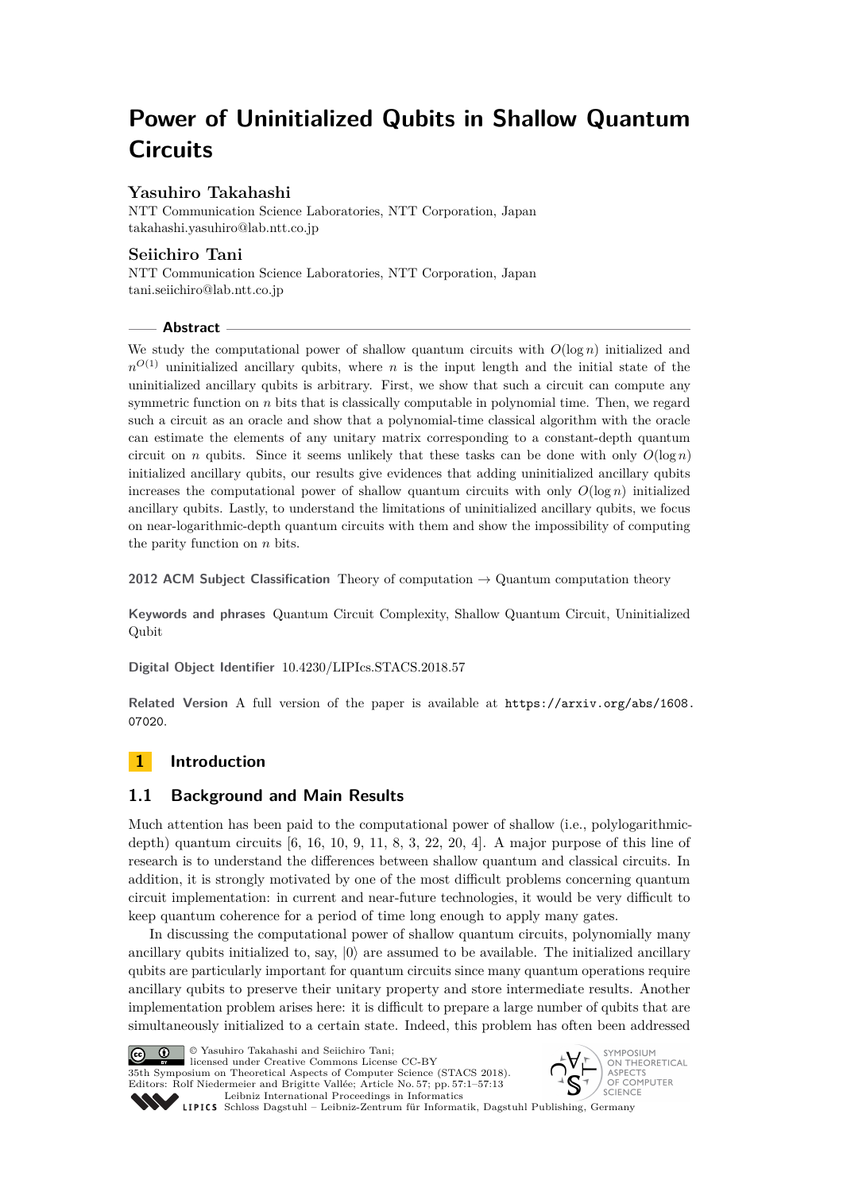# Power of Uninitialized Qubits in Shallow Quantum Circuits

**Yasuhiro Takahashi**
NTT Communication Science Laboratories, NTT Corporation, Japan
takahashi.yasuhiro@lab.ntt.co.jp

**Seiichiro Tani**
NTT Communication Science Laboratories, NTT Corporation, Japan
tani.seiichiro@lab.ntt.co.jp

## Abstract

We study the computational power of shallow quantum circuits with $O(\log n)$ initialized and $n^{O(1)}$ uninitialized ancillary qubits, where $n$ is the input length and the initial state of the uninitialized ancillary qubits is arbitrary. First, we show that such a circuit can compute any symmetric function on $n$ bits that is classically computable in polynomial time. Then, we regard such a circuit as an oracle and show that a polynomial-time classical algorithm with the oracle can estimate the elements of any unitary matrix corresponding to a constant-depth quantum circuit on $n$ qubits. Since it seems unlikely that these tasks can be done with only $O(\log n)$ initialized ancillary qubits, our results give evidences that adding uninitialized ancillary qubits increases the computational power of shallow quantum circuits with only $O(\log n)$ initialized ancillary qubits. Lastly, to understand the limitations of uninitialized ancillary qubits, we focus on near-logarithmic-depth quantum circuits with them and show the impossibility of computing the parity function on $n$ bits.

**2012 ACM Subject Classification** Theory of computation → Quantum computation theory

**Keywords and phrases** Quantum Circuit Complexity, Shallow Quantum Circuit, Uninitialized Qubit

**Digital Object Identifier** 10.4230/LIPIcs.STACS.2018.57

**Related Version** A full version of the paper is available at https://arxiv.org/abs/1608.07020.

## 1 Introduction

### 1.1 Background and Main Results

Much attention has been paid to the computational power of shallow (i.e., polylogarithmic-depth) quantum circuits [6, 16, 10, 9, 11, 8, 3, 22, 20, 4]. A major purpose of this line of research is to understand the differences between shallow quantum and classical circuits. In addition, it is strongly motivated by one of the most difficult problems concerning quantum circuit implementation: in current and near-future technologies, it would be very difficult to keep quantum coherence for a period of time long enough to apply many gates.

In discussing the computational power of shallow quantum circuits, polynomially many ancillary qubits initialized to, say, $|0\rangle$ are assumed to be available. The initialized ancillary qubits are particularly important for quantum circuits since many quantum operations require ancillary qubits to preserve their unitary property and store intermediate results. Another implementation problem arises here: it is difficult to prepare a large number of qubits that are simultaneously initialized to a certain state. Indeed, this problem has often been addressed

© Yasuhiro Takahashi and Seiichiro Tani;
licensed under Creative Commons License CC-BY
35th Symposium on Theoretical Aspects of Computer Science (STACS 2018).
Editors: Rolf Niedermeier and Brigitte Vallée; Article No. 57; pp. 57:1–57:13
Leibniz International Proceedings in Informatics
Schloss Dagstuhl – Leibniz-Zentrum für Informatik, Dagstuhl Publishing, Germany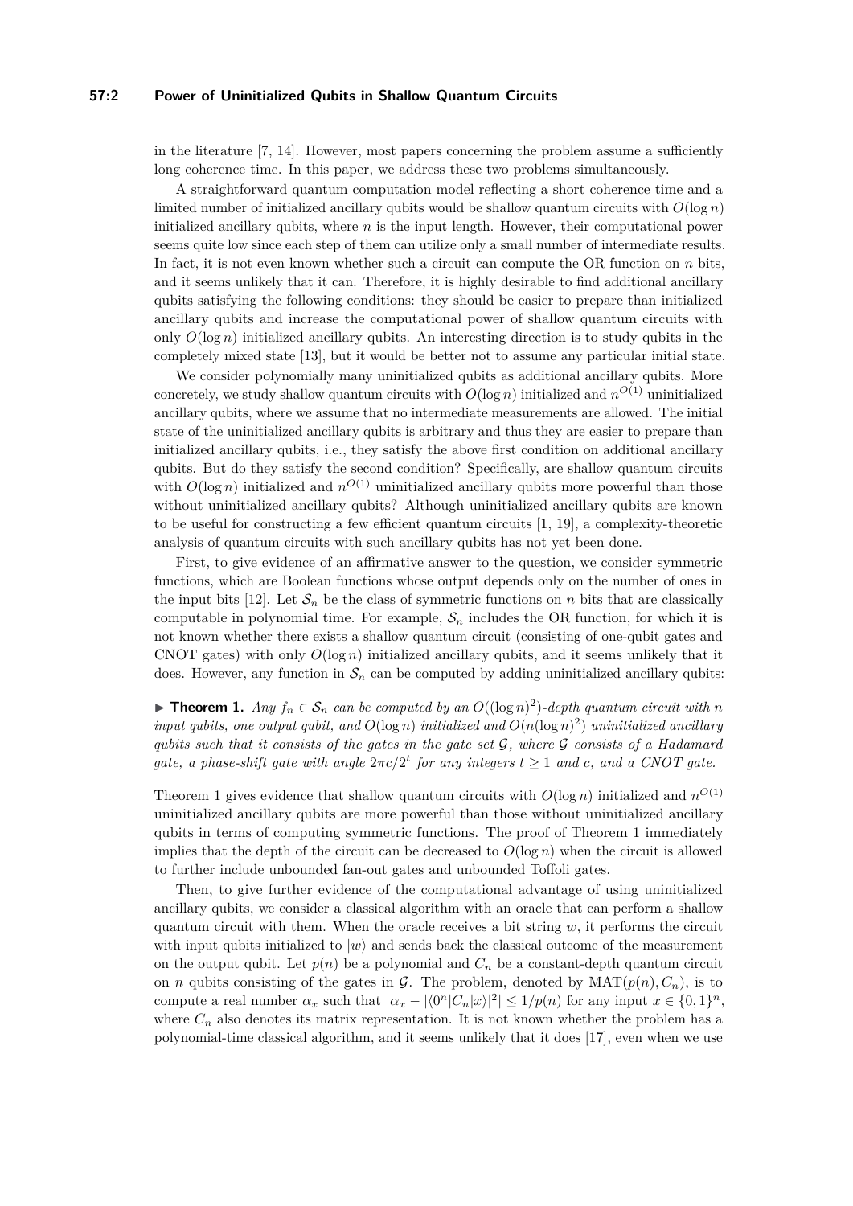in the literature [7, 14]. However, most papers concerning the problem assume a sufficiently long coherence time. In this paper, we address these two problems simultaneously.

A straightforward quantum computation model reflecting a short coherence time and a limited number of initialized ancillary qubits would be shallow quantum circuits with $O(\log n)$ initialized ancillary qubits, where $n$ is the input length. However, their computational power seems quite low since each step of them can utilize only a small number of intermediate results. In fact, it is not even known whether such a circuit can compute the OR function on $n$ bits, and it seems unlikely that it can. Therefore, it is highly desirable to find additional ancillary qubits satisfying the following conditions: they should be easier to prepare than initialized ancillary qubits and increase the computational power of shallow quantum circuits with only $O(\log n)$ initialized ancillary qubits. An interesting direction is to study qubits in the completely mixed state [13], but it would be better not to assume any particular initial state.

We consider polynomially many uninitialized qubits as additional ancillary qubits. More concretely, we study shallow quantum circuits with $O(\log n)$ initialized and $n^{O(1)}$ uninitialized ancillary qubits, where we assume that no intermediate measurements are allowed. The initial state of the uninitialized ancillary qubits is arbitrary and thus they are easier to prepare than initialized ancillary qubits, i.e., they satisfy the above first condition on additional ancillary qubits. But do they satisfy the second condition? Specifically, are shallow quantum circuits with $O(\log n)$ initialized and $n^{O(1)}$ uninitialized ancillary qubits more powerful than those without uninitialized ancillary qubits? Although uninitialized ancillary qubits are known to be useful for constructing a few efficient quantum circuits [1, 19], a complexity-theoretic analysis of quantum circuits with such ancillary qubits has not yet been done.

First, to give evidence of an affirmative answer to the question, we consider symmetric functions, which are Boolean functions whose output depends only on the number of ones in the input bits [12]. Let $\mathcal{S}_n$ be the class of symmetric functions on $n$ bits that are classically computable in polynomial time. For example, $\mathcal{S}_n$ includes the OR function, for which it is not known whether there exists a shallow quantum circuit (consisting of one-qubit gates and CNOT gates) with only $O(\log n)$ initialized ancillary qubits, and it seems unlikely that it does. However, any function in $\mathcal{S}_n$ can be computed by adding uninitialized ancillary qubits:

▶ **Theorem 1.** *Any $f_n \in \mathcal{S}_n$ can be computed by an $O((\log n)^2)$-depth quantum circuit with $n$ input qubits, one output qubit, and $O(\log n)$ initialized and $O(n(\log n)^2)$ uninitialized ancillary qubits such that it consists of the gates in the gate set $\mathcal{G}$, where $\mathcal{G}$ consists of a Hadamard gate, a phase-shift gate with angle $2\pi c/2^t$ for any integers $t \geq 1$ and $c$, and a CNOT gate.*

Theorem 1 gives evidence that shallow quantum circuits with $O(\log n)$ initialized and $n^{O(1)}$ uninitialized ancillary qubits are more powerful than those without uninitialized ancillary qubits in terms of computing symmetric functions. The proof of Theorem 1 immediately implies that the depth of the circuit can be decreased to $O(\log n)$ when the circuit is allowed to further include unbounded fan-out gates and unbounded Toffoli gates.

Then, to give further evidence of the computational advantage of using uninitialized ancillary qubits, we consider a classical algorithm with an oracle that can perform a shallow quantum circuit with them. When the oracle receives a bit string $w$, it performs the circuit with input qubits initialized to $|w\rangle$ and sends back the classical outcome of the measurement on the output qubit. Let $p(n)$ be a polynomial and $C_n$ be a constant-depth quantum circuit on $n$ qubits consisting of the gates in $\mathcal{G}$. The problem, denoted by $\mathrm{MAT}(p(n), C_n)$, is to compute a real number $\alpha_x$ such that $|\alpha_x - |\langle 0^n|C_n|x\rangle|^2| \leq 1/p(n)$ for any input $x \in \{0,1\}^n$, where $C_n$ also denotes its matrix representation. It is not known whether the problem has a polynomial-time classical algorithm, and it seems unlikely that it does [17], even when we use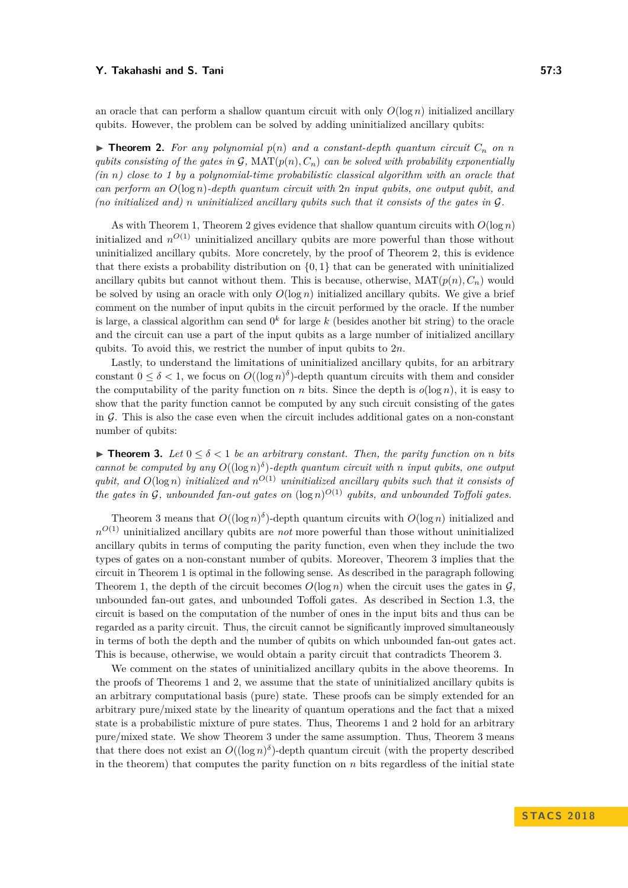an oracle that can perform a shallow quantum circuit with only $O(\log n)$ initialized ancillary qubits. However, the problem can be solved by adding uninitialized ancillary qubits:

▶ **Theorem 2.** *For any polynomial $p(n)$ and a constant-depth quantum circuit $C_n$ on $n$ qubits consisting of the gates in $\mathcal{G}$, $\mathrm{MAT}(p(n), C_n)$ can be solved with probability exponentially (in $n$) close to 1 by a polynomial-time probabilistic classical algorithm with an oracle that can perform an $O(\log n)$-depth quantum circuit with $2n$ input qubits, one output qubit, and (no initialized and) $n$ uninitialized ancillary qubits such that it consists of the gates in $\mathcal{G}$.*

As with Theorem 1, Theorem 2 gives evidence that shallow quantum circuits with $O(\log n)$ initialized and $n^{O(1)}$ uninitialized ancillary qubits are more powerful than those without uninitialized ancillary qubits. More concretely, by the proof of Theorem 2, this is evidence that there exists a probability distribution on $\{0, 1\}$ that can be generated with uninitialized ancillary qubits but cannot without them. This is because, otherwise, $\mathrm{MAT}(p(n), C_n)$ would be solved by using an oracle with only $O(\log n)$ initialized ancillary qubits. We give a brief comment on the number of input qubits in the circuit performed by the oracle. If the number is large, a classical algorithm can send $0^k$ for large $k$ (besides another bit string) to the oracle and the circuit can use a part of the input qubits as a large number of initialized ancillary qubits. To avoid this, we restrict the number of input qubits to $2n$.

Lastly, to understand the limitations of uninitialized ancillary qubits, for an arbitrary constant $0 \leq \delta < 1$, we focus on $O((\log n)^{\delta})$-depth quantum circuits with them and consider the computability of the parity function on $n$ bits. Since the depth is $o(\log n)$, it is easy to show that the parity function cannot be computed by any such circuit consisting of the gates in $\mathcal{G}$. This is also the case even when the circuit includes additional gates on a non-constant number of qubits:

▶ **Theorem 3.** *Let $0 \leq \delta < 1$ be an arbitrary constant. Then, the parity function on $n$ bits cannot be computed by any $O((\log n)^{\delta})$-depth quantum circuit with $n$ input qubits, one output qubit, and $O(\log n)$ initialized and $n^{O(1)}$ uninitialized ancillary qubits such that it consists of the gates in $\mathcal{G}$, unbounded fan-out gates on $(\log n)^{O(1)}$ qubits, and unbounded Toffoli gates.*

Theorem 3 means that $O((\log n)^{\delta})$-depth quantum circuits with $O(\log n)$ initialized and $n^{O(1)}$ uninitialized ancillary qubits are *not* more powerful than those without uninitialized ancillary qubits in terms of computing the parity function, even when they include the two types of gates on a non-constant number of qubits. Moreover, Theorem 3 implies that the circuit in Theorem 1 is optimal in the following sense. As described in the paragraph following Theorem 1, the depth of the circuit becomes $O(\log n)$ when the circuit uses the gates in $\mathcal{G}$, unbounded fan-out gates, and unbounded Toffoli gates. As described in Section 1.3, the circuit is based on the computation of the number of ones in the input bits and thus can be regarded as a parity circuit. Thus, the circuit cannot be significantly improved simultaneously in terms of both the depth and the number of qubits on which unbounded fan-out gates act. This is because, otherwise, we would obtain a parity circuit that contradicts Theorem 3.

We comment on the states of uninitialized ancillary qubits in the above theorems. In the proofs of Theorems 1 and 2, we assume that the state of uninitialized ancillary qubits is an arbitrary computational basis (pure) state. These proofs can be simply extended for an arbitrary pure/mixed state by the linearity of quantum operations and the fact that a mixed state is a probabilistic mixture of pure states. Thus, Theorems 1 and 2 hold for an arbitrary pure/mixed state. We show Theorem 3 under the same assumption. Thus, Theorem 3 means that there does not exist an $O((\log n)^{\delta})$-depth quantum circuit (with the property described in the theorem) that computes the parity function on $n$ bits regardless of the initial state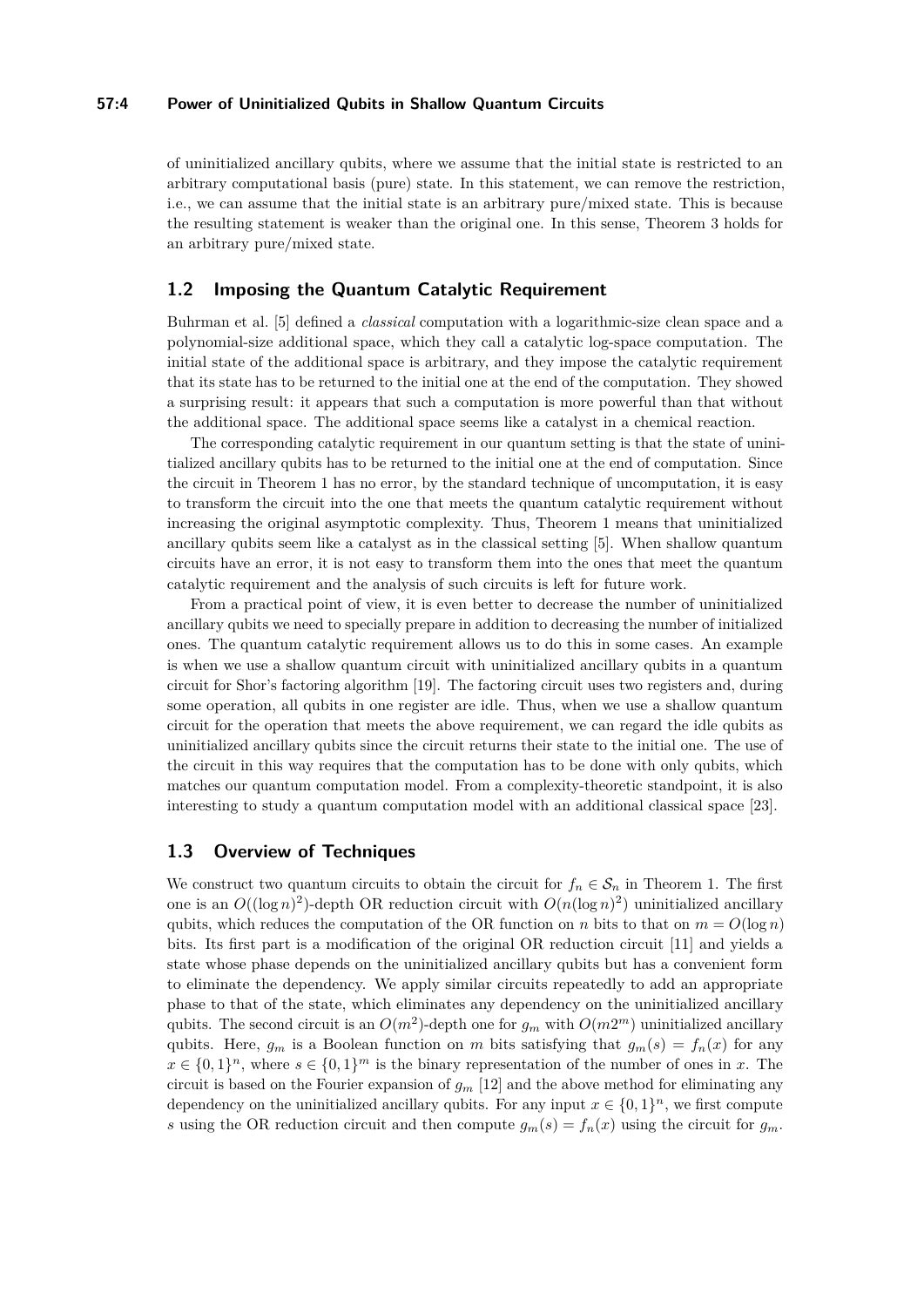of uninitialized ancillary qubits, where we assume that the initial state is restricted to an arbitrary computational basis (pure) state. In this statement, we can remove the restriction, i.e., we can assume that the initial state is an arbitrary pure/mixed state. This is because the resulting statement is weaker than the original one. In this sense, Theorem 3 holds for an arbitrary pure/mixed state.

## 1.2 Imposing the Quantum Catalytic Requirement

Buhrman et al. [5] defined a *classical* computation with a logarithmic-size clean space and a polynomial-size additional space, which they call a catalytic log-space computation. The initial state of the additional space is arbitrary, and they impose the catalytic requirement that its state has to be returned to the initial one at the end of the computation. They showed a surprising result: it appears that such a computation is more powerful than that without the additional space. The additional space seems like a catalyst in a chemical reaction.

The corresponding catalytic requirement in our quantum setting is that the state of uninitialized ancillary qubits has to be returned to the initial one at the end of computation. Since the circuit in Theorem 1 has no error, by the standard technique of uncomputation, it is easy to transform the circuit into the one that meets the quantum catalytic requirement without increasing the original asymptotic complexity. Thus, Theorem 1 means that uninitialized ancillary qubits seem like a catalyst as in the classical setting [5]. When shallow quantum circuits have an error, it is not easy to transform them into the ones that meet the quantum catalytic requirement and the analysis of such circuits is left for future work.

From a practical point of view, it is even better to decrease the number of uninitialized ancillary qubits we need to specially prepare in addition to decreasing the number of initialized ones. The quantum catalytic requirement allows us to do this in some cases. An example is when we use a shallow quantum circuit with uninitialized ancillary qubits in a quantum circuit for Shor's factoring algorithm [19]. The factoring circuit uses two registers and, during some operation, all qubits in one register are idle. Thus, when we use a shallow quantum circuit for the operation that meets the above requirement, we can regard the idle qubits as uninitialized ancillary qubits since the circuit returns their state to the initial one. The use of the circuit in this way requires that the computation has to be done with only qubits, which matches our quantum computation model. From a complexity-theoretic standpoint, it is also interesting to study a quantum computation model with an additional classical space [23].

## 1.3 Overview of Techniques

We construct two quantum circuits to obtain the circuit for $f_n \in \mathcal{S}_n$ in Theorem 1. The first one is an $O((\log n)^2)$-depth OR reduction circuit with $O(n(\log n)^2)$ uninitialized ancillary qubits, which reduces the computation of the OR function on $n$ bits to that on $m = O(\log n)$ bits. Its first part is a modification of the original OR reduction circuit [11] and yields a state whose phase depends on the uninitialized ancillary qubits but has a convenient form to eliminate the dependency. We apply similar circuits repeatedly to add an appropriate phase to that of the state, which eliminates any dependency on the uninitialized ancillary qubits. The second circuit is an $O(m^2)$-depth one for $g_m$ with $O(m2^m)$ uninitialized ancillary qubits. Here, $g_m$ is a Boolean function on $m$ bits satisfying that $g_m(s) = f_n(x)$ for any $x \in \{0,1\}^n$, where $s \in \{0,1\}^m$ is the binary representation of the number of ones in $x$. The circuit is based on the Fourier expansion of $g_m$ [12] and the above method for eliminating any dependency on the uninitialized ancillary qubits. For any input $x \in \{0,1\}^n$, we first compute $s$ using the OR reduction circuit and then compute $g_m(s) = f_n(x)$ using the circuit for $g_m$.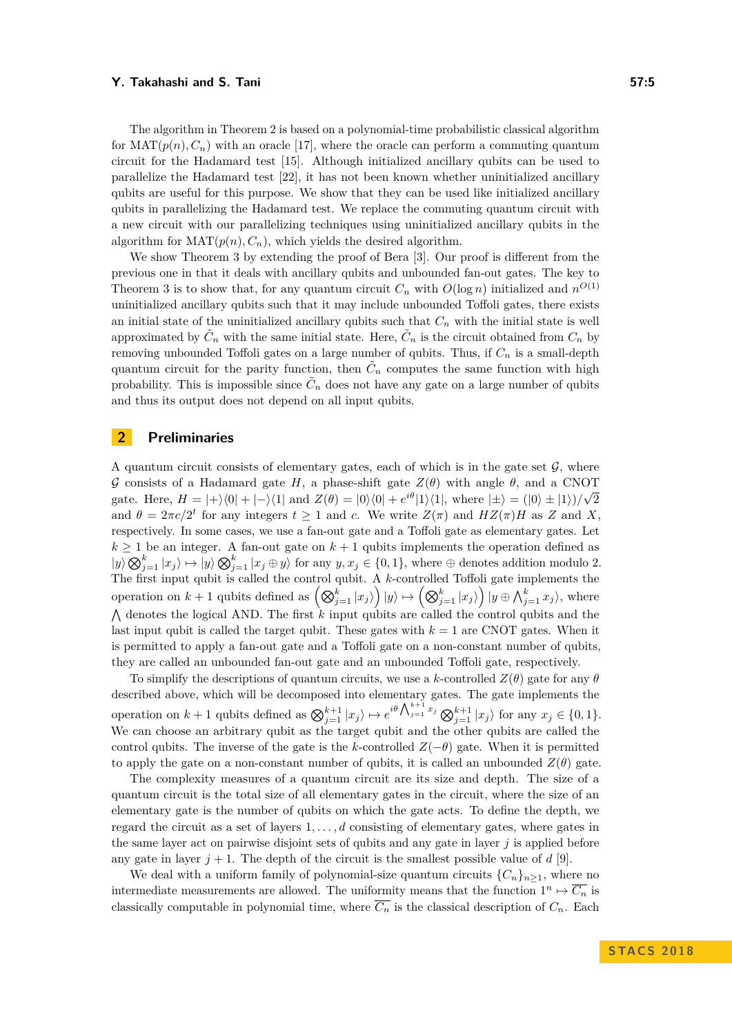The algorithm in Theorem 2 is based on a polynomial-time probabilistic classical algorithm for $\mathrm{MAT}(p(n), C_n)$ with an oracle [17], where the oracle can perform a commuting quantum circuit for the Hadamard test [15]. Although initialized ancillary qubits can be used to parallelize the Hadamard test [22], it has not been known whether uninitialized ancillary qubits are useful for this purpose. We show that they can be used like initialized ancillary qubits in parallelizing the Hadamard test. We replace the commuting quantum circuit with a new circuit with our parallelizing techniques using uninitialized ancillary qubits in the algorithm for $\mathrm{MAT}(p(n), C_n)$, which yields the desired algorithm.

We show Theorem 3 by extending the proof of Bera [3]. Our proof is different from the previous one in that it deals with ancillary qubits and unbounded fan-out gates. The key to Theorem 3 is to show that, for any quantum circuit $C_n$ with $O(\log n)$ initialized and $n^{O(1)}$ uninitialized ancillary qubits such that it may include unbounded Toffoli gates, there exists an initial state of the uninitialized ancillary qubits such that $C_n$ with the initial state is well approximated by $\tilde{C}_n$ with the same initial state. Here, $\tilde{C}_n$ is the circuit obtained from $C_n$ by removing unbounded Toffoli gates on a large number of qubits. Thus, if $C_n$ is a small-depth quantum circuit for the parity function, then $\tilde{C}_n$ computes the same function with high probability. This is impossible since $\tilde{C}_n$ does not have any gate on a large number of qubits and thus its output does not depend on all input qubits.

## 2 Preliminaries

A quantum circuit consists of elementary gates, each of which is in the gate set $\mathcal{G}$, where $\mathcal{G}$ consists of a Hadamard gate $H$, a phase-shift gate $Z(\theta)$ with angle $\theta$, and a CNOT gate. Here, $H = |+\rangle\langle 0| + |-\rangle\langle 1|$ and $Z(\theta) = |0\rangle\langle 0| + e^{i\theta}|1\rangle\langle 1|$, where $|\pm\rangle = (|0\rangle \pm |1\rangle)/\sqrt{2}$ and $\theta = 2\pi c/2^t$ for any integers $t \geq 1$ and $c$. We write $Z(\pi)$ and $HZ(\pi)H$ as $Z$ and $X$, respectively. In some cases, we use a fan-out gate and a Toffoli gate as elementary gates. Let $k \geq 1$ be an integer. A fan-out gate on $k+1$ qubits implements the operation defined as $|y\rangle \bigotimes_{j=1}^{k} |x_j\rangle \mapsto |y\rangle \bigotimes_{j=1}^{k} |x_j \oplus y\rangle$ for any $y, x_j \in \{0,1\}$, where $\oplus$ denotes addition modulo 2. The first input qubit is called the control qubit. A $k$-controlled Toffoli gate implements the operation on $k+1$ qubits defined as $\left(\bigotimes_{j=1}^{k} |x_j\rangle\right) |y\rangle \mapsto \left(\bigotimes_{j=1}^{k} |x_j\rangle\right) |y \oplus \bigwedge_{j=1}^{k} x_j\rangle$, where $\bigwedge$ denotes the logical AND. The first $k$ input qubits are called the control qubits and the last input qubit is called the target qubit. These gates with $k=1$ are CNOT gates. When it is permitted to apply a fan-out gate and a Toffoli gate on a non-constant number of qubits, they are called an unbounded fan-out gate and an unbounded Toffoli gate, respectively.

To simplify the descriptions of quantum circuits, we use a $k$-controlled $Z(\theta)$ gate for any $\theta$ described above, which will be decomposed into elementary gates. The gate implements the operation on $k+1$ qubits defined as $\bigotimes_{j=1}^{k+1} |x_j\rangle \mapsto e^{i\theta \bigwedge_{j=1}^{k+1} x_j} \bigotimes_{j=1}^{k+1} |x_j\rangle$ for any $x_j \in \{0,1\}$. We can choose an arbitrary qubit as the target qubit and the other qubits are called the control qubits. The inverse of the gate is the $k$-controlled $Z(-\theta)$ gate. When it is permitted to apply the gate on a non-constant number of qubits, it is called an unbounded $Z(\theta)$ gate.

The complexity measures of a quantum circuit are its size and depth. The size of a quantum circuit is the total size of all elementary gates in the circuit, where the size of an elementary gate is the number of qubits on which the gate acts. To define the depth, we regard the circuit as a set of layers $1, \ldots, d$ consisting of elementary gates, where gates in the same layer act on pairwise disjoint sets of qubits and any gate in layer $j$ is applied before any gate in layer $j+1$. The depth of the circuit is the smallest possible value of $d$ [9].

We deal with a uniform family of polynomial-size quantum circuits $\{C_n\}_{n\geq 1}$, where no intermediate measurements are allowed. The uniformity means that the function $1^n \mapsto \overline{C_n}$ is classically computable in polynomial time, where $\overline{C_n}$ is the classical description of $C_n$. Each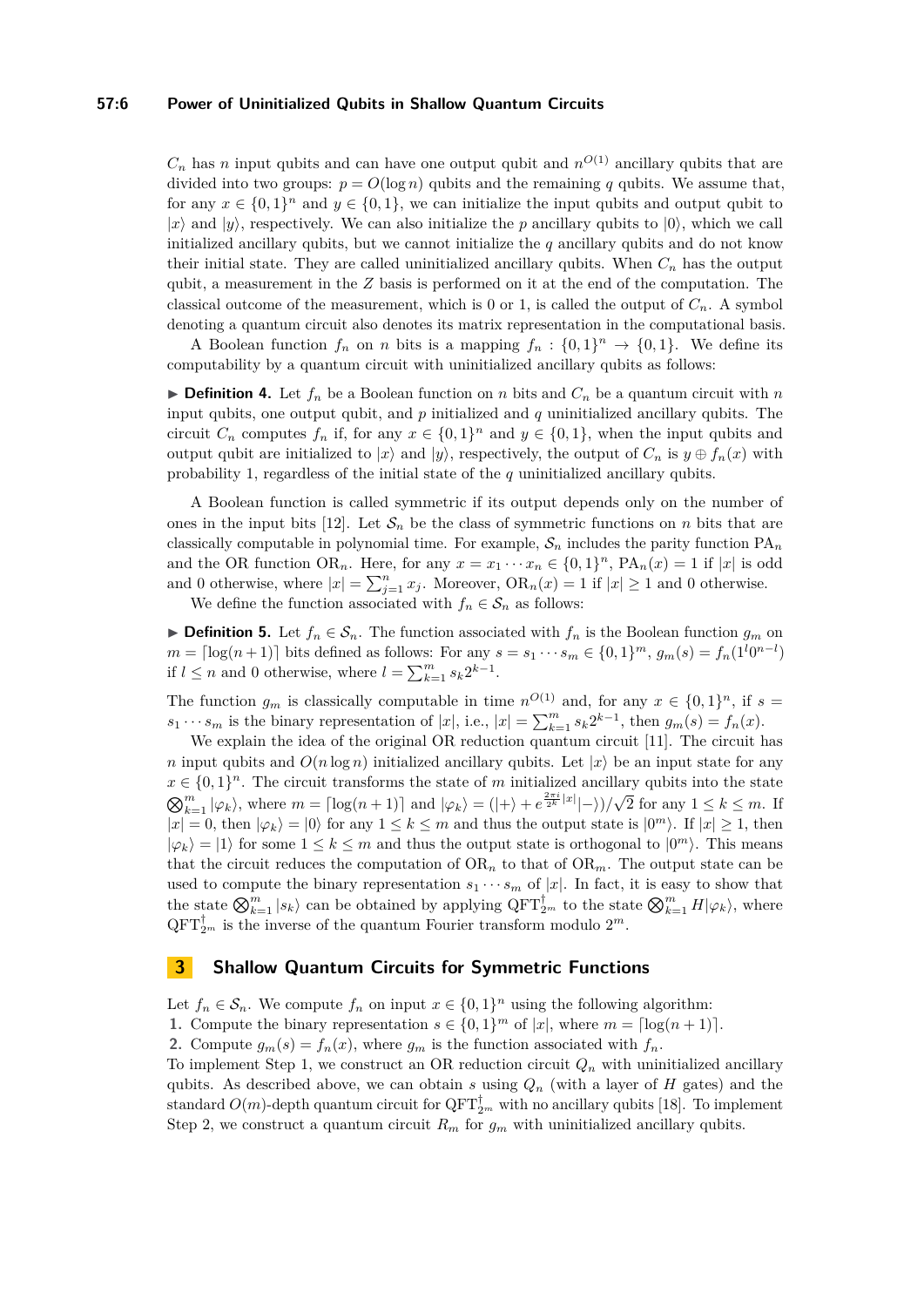$C_n$ has $n$ input qubits and can have one output qubit and $n^{O(1)}$ ancillary qubits that are divided into two groups: $p = O(\log n)$ qubits and the remaining $q$ qubits. We assume that, for any $x \in \{0,1\}^n$ and $y \in \{0,1\}$, we can initialize the input qubits and output qubit to $|x\rangle$ and $|y\rangle$, respectively. We can also initialize the $p$ ancillary qubits to $|0\rangle$, which we call initialized ancillary qubits, but we cannot initialize the $q$ ancillary qubits and do not know their initial state. They are called uninitialized ancillary qubits. When $C_n$ has the output qubit, a measurement in the $Z$ basis is performed on it at the end of the computation. The classical outcome of the measurement, which is 0 or 1, is called the output of $C_n$. A symbol denoting a quantum circuit also denotes its matrix representation in the computational basis.

A Boolean function $f_n$ on $n$ bits is a mapping $f_n : \{0,1\}^n \to \{0,1\}$. We define its computability by a quantum circuit with uninitialized ancillary qubits as follows:

▶ **Definition 4.** Let $f_n$ be a Boolean function on $n$ bits and $C_n$ be a quantum circuit with $n$ input qubits, one output qubit, and $p$ initialized and $q$ uninitialized ancillary qubits. The circuit $C_n$ computes $f_n$ if, for any $x \in \{0,1\}^n$ and $y \in \{0,1\}$, when the input qubits and output qubit are initialized to $|x\rangle$ and $|y\rangle$, respectively, the output of $C_n$ is $y \oplus f_n(x)$ with probability 1, regardless of the initial state of the $q$ uninitialized ancillary qubits.

A Boolean function is called symmetric if its output depends only on the number of ones in the input bits [12]. Let $\mathcal{S}_n$ be the class of symmetric functions on $n$ bits that are classically computable in polynomial time. For example, $\mathcal{S}_n$ includes the parity function $\mathrm{PA}_n$ and the OR function $\mathrm{OR}_n$. Here, for any $x = x_1 \cdots x_n \in \{0,1\}^n$, $\mathrm{PA}_n(x) = 1$ if $|x|$ is odd and 0 otherwise, where $|x| = \sum_{j=1}^n x_j$. Moreover, $\mathrm{OR}_n(x) = 1$ if $|x| \geq 1$ and 0 otherwise.

We define the function associated with $f_n \in \mathcal{S}_n$ as follows:

▶ **Definition 5.** Let $f_n \in \mathcal{S}_n$. The function associated with $f_n$ is the Boolean function $g_m$ on $m = \lceil \log(n+1) \rceil$ bits defined as follows: For any $s = s_1 \cdots s_m \in \{0,1\}^m$, $g_m(s) = f_n(1^l 0^{n-l})$ if $l \leq n$ and 0 otherwise, where $l = \sum_{k=1}^m s_k 2^{k-1}$.

The function $g_m$ is classically computable in time $n^{O(1)}$ and, for any $x \in \{0,1\}^n$, if $s = s_1 \cdots s_m$ is the binary representation of $|x|$, i.e., $|x| = \sum_{k=1}^m s_k 2^{k-1}$, then $g_m(s) = f_n(x)$.

We explain the idea of the original OR reduction quantum circuit [11]. The circuit has $n$ input qubits and $O(n \log n)$ initialized ancillary qubits. Let $|x\rangle$ be an input state for any $x \in \{0,1\}^n$. The circuit transforms the state of $m$ initialized ancillary qubits into the state $\bigotimes_{k=1}^m |\varphi_k\rangle$, where $m = \lceil \log(n+1) \rceil$ and $|\varphi_k\rangle = (|+\rangle + e^{\frac{2\pi i}{2^k}|x|}|-\rangle)/\sqrt{2}$ for any $1 \leq k \leq m$. If $|x| = 0$, then $|\varphi_k\rangle = |0\rangle$ for any $1 \leq k \leq m$ and thus the output state is $|0^m\rangle$. If $|x| \geq 1$, then $|\varphi_k\rangle = |1\rangle$ for some $1 \leq k \leq m$ and thus the output state is orthogonal to $|0^m\rangle$. This means that the circuit reduces the computation of $\mathrm{OR}_n$ to that of $\mathrm{OR}_m$. The output state can be used to compute the binary representation $s_1 \cdots s_m$ of $|x|$. In fact, it is easy to show that the state $\bigotimes_{k=1}^m |s_k\rangle$ can be obtained by applying $\mathrm{QFT}_{2^m}^\dagger$ to the state $\bigotimes_{k=1}^m H|\varphi_k\rangle$, where $\mathrm{QFT}_{2^m}^\dagger$ is the inverse of the quantum Fourier transform modulo $2^m$.

## 3 Shallow Quantum Circuits for Symmetric Functions

Let $f_n \in \mathcal{S}_n$. We compute $f_n$ on input $x \in \{0,1\}^n$ using the following algorithm:

1. Compute the binary representation $s \in \{0,1\}^m$ of $|x|$, where $m = \lceil \log(n+1) \rceil$.
2. Compute $g_m(s) = f_n(x)$, where $g_m$ is the function associated with $f_n$.

To implement Step 1, we construct an OR reduction circuit $Q_n$ with uninitialized ancillary qubits. As described above, we can obtain $s$ using $Q_n$ (with a layer of $H$ gates) and the standard $O(m)$-depth quantum circuit for $\mathrm{QFT}_{2^m}^\dagger$ with no ancillary qubits [18]. To implement Step 2, we construct a quantum circuit $R_m$ for $g_m$ with uninitialized ancillary qubits.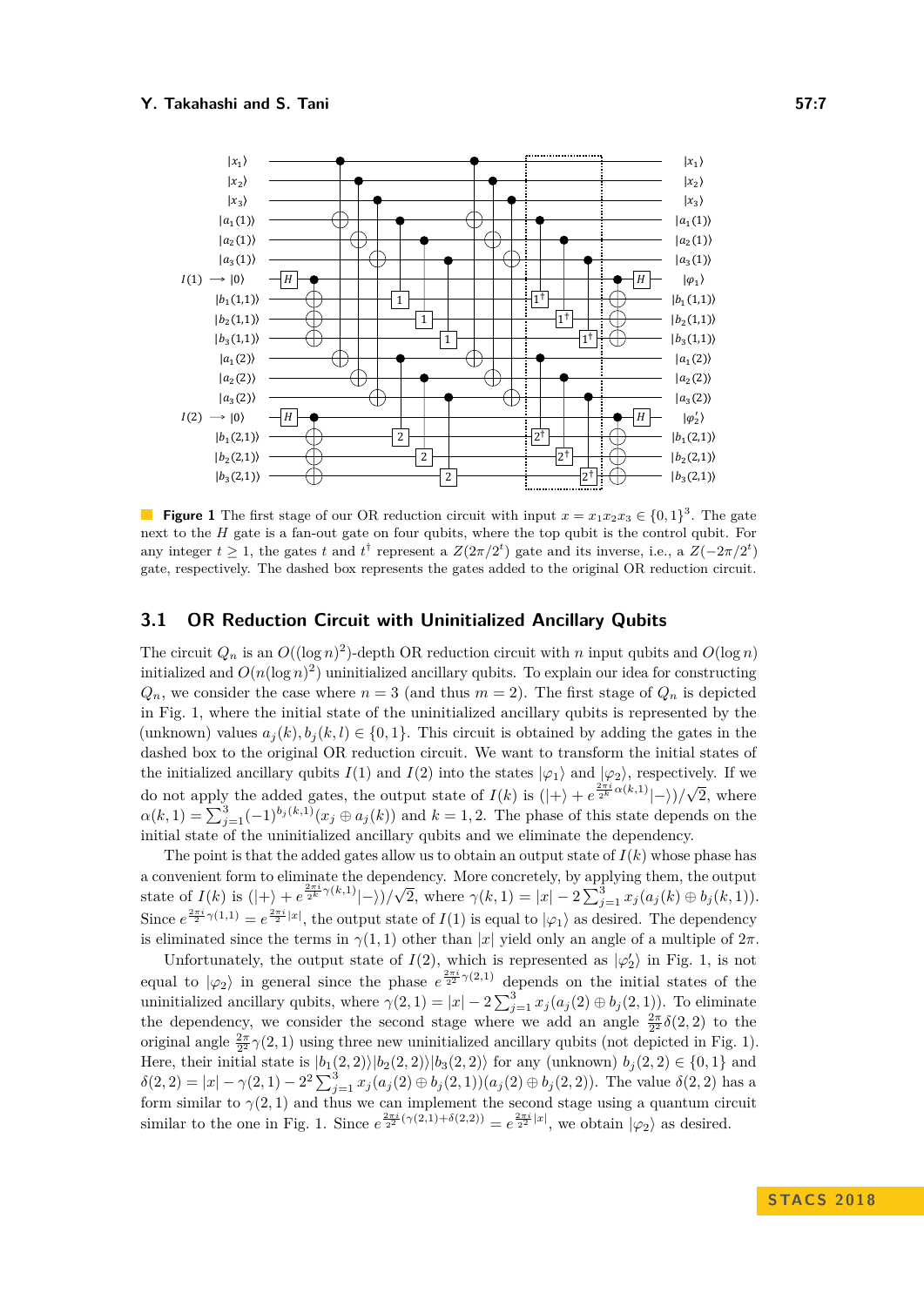**Figure 1** The first stage of our OR reduction circuit with input $x = x_1x_2x_3 \in \{0,1\}^3$. The gate next to the $H$ gate is a fan-out gate on four qubits, where the top qubit is the control qubit. For any integer $t \geq 1$, the gates $t$ and $t^\dagger$ represent a $Z(2\pi/2^t)$ gate and its inverse, i.e., a $Z(-2\pi/2^t)$ gate, respectively. The dashed box represents the gates added to the original OR reduction circuit.

## 3.1 OR Reduction Circuit with Uninitialized Ancillary Qubits

The circuit $Q_n$ is an $O((\log n)^2)$-depth OR reduction circuit with $n$ input qubits and $O(\log n)$ initialized and $O(n(\log n)^2)$ uninitialized ancillary qubits. To explain our idea for constructing $Q_n$, we consider the case where $n = 3$ (and thus $m = 2$). The first stage of $Q_n$ is depicted in Fig. 1, where the initial state of the uninitialized ancillary qubits is represented by the (unknown) values $a_j(k), b_j(k,l) \in \{0,1\}$. This circuit is obtained by adding the gates in the dashed box to the original OR reduction circuit. We want to transform the initial states of the initialized ancillary qubits $I(1)$ and $I(2)$ into the states $|\varphi_1\rangle$ and $|\varphi_2\rangle$, respectively. If we do not apply the added gates, the output state of $I(k)$ is $(|+\rangle + e^{\frac{2\pi i}{2^k}\alpha(k,1)}|-\rangle)/\sqrt{2}$, where $\alpha(k,1) = \sum_{j=1}^{3}(-1)^{b_j(k,1)}(x_j \oplus a_j(k))$ and $k = 1, 2$. The phase of this state depends on the initial state of the uninitialized ancillary qubits and we eliminate the dependency.

The point is that the added gates allow us to obtain an output state of $I(k)$ whose phase has a convenient form to eliminate the dependency. More concretely, by applying them, the output state of $I(k)$ is $(|+\rangle + e^{\frac{2\pi i}{2^k}\gamma(k,1)}|-\rangle)/\sqrt{2}$, where $\gamma(k,1) = |x| - 2\sum_{j=1}^{3} x_j(a_j(k) \oplus b_j(k,1))$. Since $e^{\frac{2\pi i}{2}\gamma(1,1)} = e^{\frac{2\pi i}{2}|x|}$, the output state of $I(1)$ is equal to $|\varphi_1\rangle$ as desired. The dependency is eliminated since the terms in $\gamma(1,1)$ other than $|x|$ yield only an angle of a multiple of $2\pi$.

Unfortunately, the output state of $I(2)$, which is represented as $|\varphi_2'\rangle$ in Fig. 1, is not equal to $|\varphi_2\rangle$ in general since the phase $e^{\frac{2\pi i}{2^2}\gamma(2,1)}$ depends on the initial states of the uninitialized ancillary qubits, where $\gamma(2,1) = |x| - 2\sum_{j=1}^{3} x_j(a_j(2) \oplus b_j(2,1))$. To eliminate the dependency, we consider the second stage where we add an angle $\frac{2\pi}{2^2}\delta(2,2)$ to the original angle $\frac{2\pi}{2^2}\gamma(2,1)$ using three new uninitialized ancillary qubits (not depicted in Fig. 1). Here, their initial state is $|b_1(2,2)\rangle|b_2(2,2)\rangle|b_3(2,2)\rangle$ for any (unknown) $b_j(2,2) \in \{0,1\}$ and $\delta(2,2) = |x| - \gamma(2,1) - 2^2\sum_{j=1}^{3} x_j(a_j(2) \oplus b_j(2,1))(a_j(2) \oplus b_j(2,2))$. The value $\delta(2,2)$ has a form similar to $\gamma(2,1)$ and thus we can implement the second stage using a quantum circuit similar to the one in Fig. 1. Since $e^{\frac{2\pi i}{2^2}(\gamma(2,1)+\delta(2,2))} = e^{\frac{2\pi i}{2^2}|x|}$, we obtain $|\varphi_2\rangle$ as desired.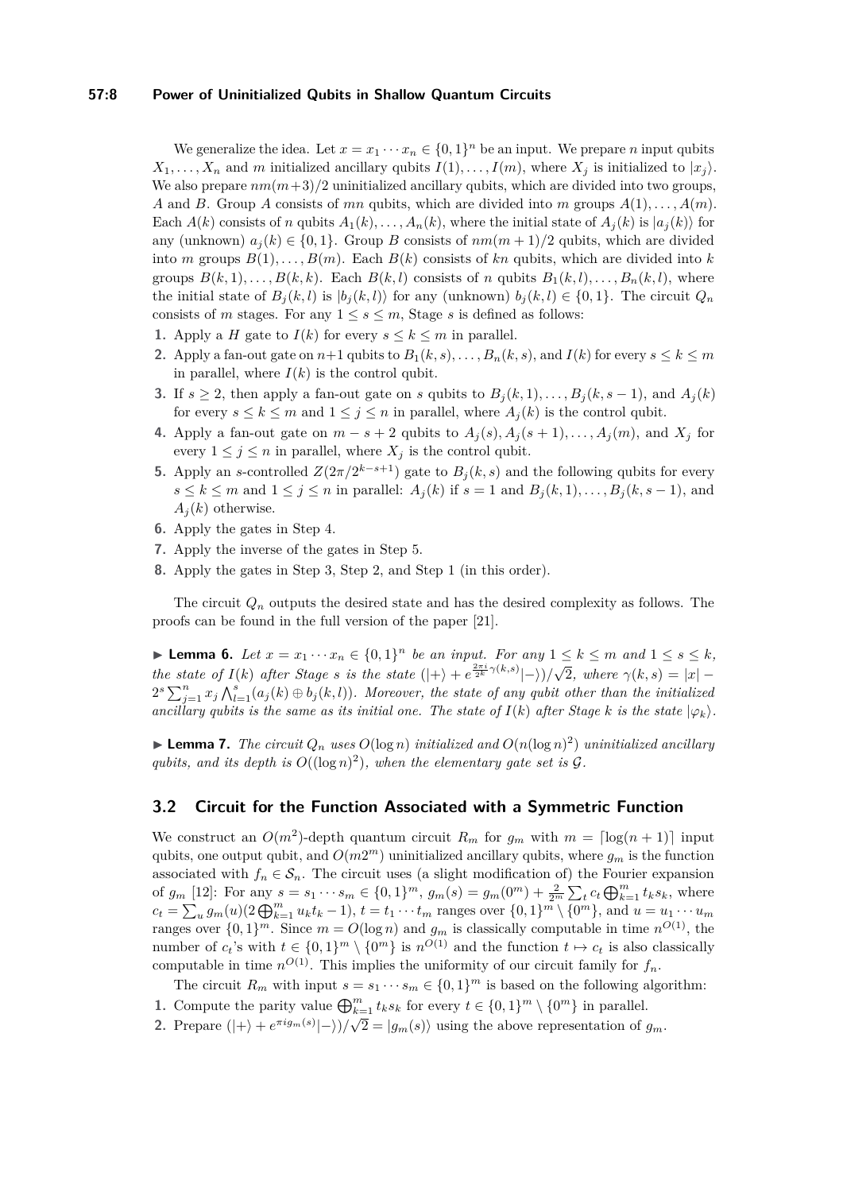We generalize the idea. Let $x = x_1 \cdots x_n \in \{0,1\}^n$ be an input. We prepare $n$ input qubits $X_1, \ldots, X_n$ and $m$ initialized ancillary qubits $I(1), \ldots, I(m)$, where $X_j$ is initialized to $|x_j\rangle$. We also prepare $nm(m+3)/2$ uninitialized ancillary qubits, which are divided into two groups, $A$ and $B$. Group $A$ consists of $mn$ qubits, which are divided into $m$ groups $A(1), \ldots, A(m)$. Each $A(k)$ consists of $n$ qubits $A_1(k), \ldots, A_n(k)$, where the initial state of $A_j(k)$ is $|a_j(k)\rangle$ for any (unknown) $a_j(k) \in \{0,1\}$. Group $B$ consists of $nm(m+1)/2$ qubits, which are divided into $m$ groups $B(1), \ldots, B(m)$. Each $B(k)$ consists of $kn$ qubits, which are divided into $k$ groups $B(k,1), \ldots, B(k,k)$. Each $B(k,l)$ consists of $n$ qubits $B_1(k,l), \ldots, B_n(k,l)$, where the initial state of $B_j(k,l)$ is $|b_j(k,l)\rangle$ for any (unknown) $b_j(k,l) \in \{0,1\}$. The circuit $Q_n$ consists of $m$ stages. For any $1 \leq s \leq m$, Stage $s$ is defined as follows:

1. Apply a $H$ gate to $I(k)$ for every $s \leq k \leq m$ in parallel.
2. Apply a fan-out gate on $n+1$ qubits to $B_1(k,s), \ldots, B_n(k,s)$, and $I(k)$ for every $s \leq k \leq m$ in parallel, where $I(k)$ is the control qubit.
3. If $s \geq 2$, then apply a fan-out gate on $s$ qubits to $B_j(k,1), \ldots, B_j(k,s-1)$, and $A_j(k)$ for every $s \leq k \leq m$ and $1 \leq j \leq n$ in parallel, where $A_j(k)$ is the control qubit.
4. Apply a fan-out gate on $m-s+2$ qubits to $A_j(s), A_j(s+1), \ldots, A_j(m)$, and $X_j$ for every $1 \leq j \leq n$ in parallel, where $X_j$ is the control qubit.
5. Apply an $s$-controlled $Z(2\pi/2^{k-s+1})$ gate to $B_j(k,s)$ and the following qubits for every $s \leq k \leq m$ and $1 \leq j \leq n$ in parallel: $A_j(k)$ if $s = 1$ and $B_j(k,1), \ldots, B_j(k,s-1)$, and $A_j(k)$ otherwise.
6. Apply the gates in Step 4.
7. Apply the inverse of the gates in Step 5.
8. Apply the gates in Step 3, Step 2, and Step 1 (in this order).

The circuit $Q_n$ outputs the desired state and has the desired complexity as follows. The proofs can be found in the full version of the paper [21].

▶ **Lemma 6.** *Let $x = x_1 \cdots x_n \in \{0,1\}^n$ be an input. For any $1 \leq k \leq m$ and $1 \leq s \leq k$, the state of $I(k)$ after Stage $s$ is the state $(|+\rangle + e^{\frac{2\pi i}{2^k}\gamma(k,s)}|-\rangle)/\sqrt{2}$, where $\gamma(k,s) = |x| - 2^s \sum_{j=1}^{n} x_j \bigwedge_{l=1}^{s}(a_j(k) \oplus b_j(k,l))$. Moreover, the state of any qubit other than the initialized ancillary qubits is the same as its initial one. The state of $I(k)$ after Stage $k$ is the state $|\varphi_k\rangle$.*

▶ **Lemma 7.** *The circuit $Q_n$ uses $O(\log n)$ initialized and $O(n(\log n)^2)$ uninitialized ancillary qubits, and its depth is $O((\log n)^2)$, when the elementary gate set is $\mathcal{G}$.*

## 3.2 Circuit for the Function Associated with a Symmetric Function

We construct an $O(m^2)$-depth quantum circuit $R_m$ for $g_m$ with $m = \lceil \log(n+1) \rceil$ input qubits, one output qubit, and $O(m2^m)$ uninitialized ancillary qubits, where $g_m$ is the function associated with $f_n \in \mathcal{S}_n$. The circuit uses (a slight modification of) the Fourier expansion of $g_m$ [12]: For any $s = s_1 \cdots s_m \in \{0,1\}^m$, $g_m(s) = g_m(0^m) + \frac{2}{2^m}\sum_t c_t \bigoplus_{k=1}^{m} t_k s_k$, where $c_t = \sum_u g_m(u)(2\bigoplus_{k=1}^{m} u_k t_k - 1)$, $t = t_1 \cdots t_m$ ranges over $\{0,1\}^m \setminus \{0^m\}$, and $u = u_1 \cdots u_m$ ranges over $\{0,1\}^m$. Since $m = O(\log n)$ and $g_m$ is classically computable in time $n^{O(1)}$, the number of $c_t$'s with $t \in \{0,1\}^m \setminus \{0^m\}$ is $n^{O(1)}$ and the function $t \mapsto c_t$ is also classically computable in time $n^{O(1)}$. This implies the uniformity of our circuit family for $f_n$.

The circuit $R_m$ with input $s = s_1 \cdots s_m \in \{0,1\}^m$ is based on the following algorithm:

1. Compute the parity value $\bigoplus_{k=1}^{m} t_k s_k$ for every $t \in \{0,1\}^m \setminus \{0^m\}$ in parallel.
2. Prepare $(|+\rangle + e^{\pi i g_m(s)}|-\rangle)/\sqrt{2} = |g_m(s)\rangle$ using the above representation of $g_m$.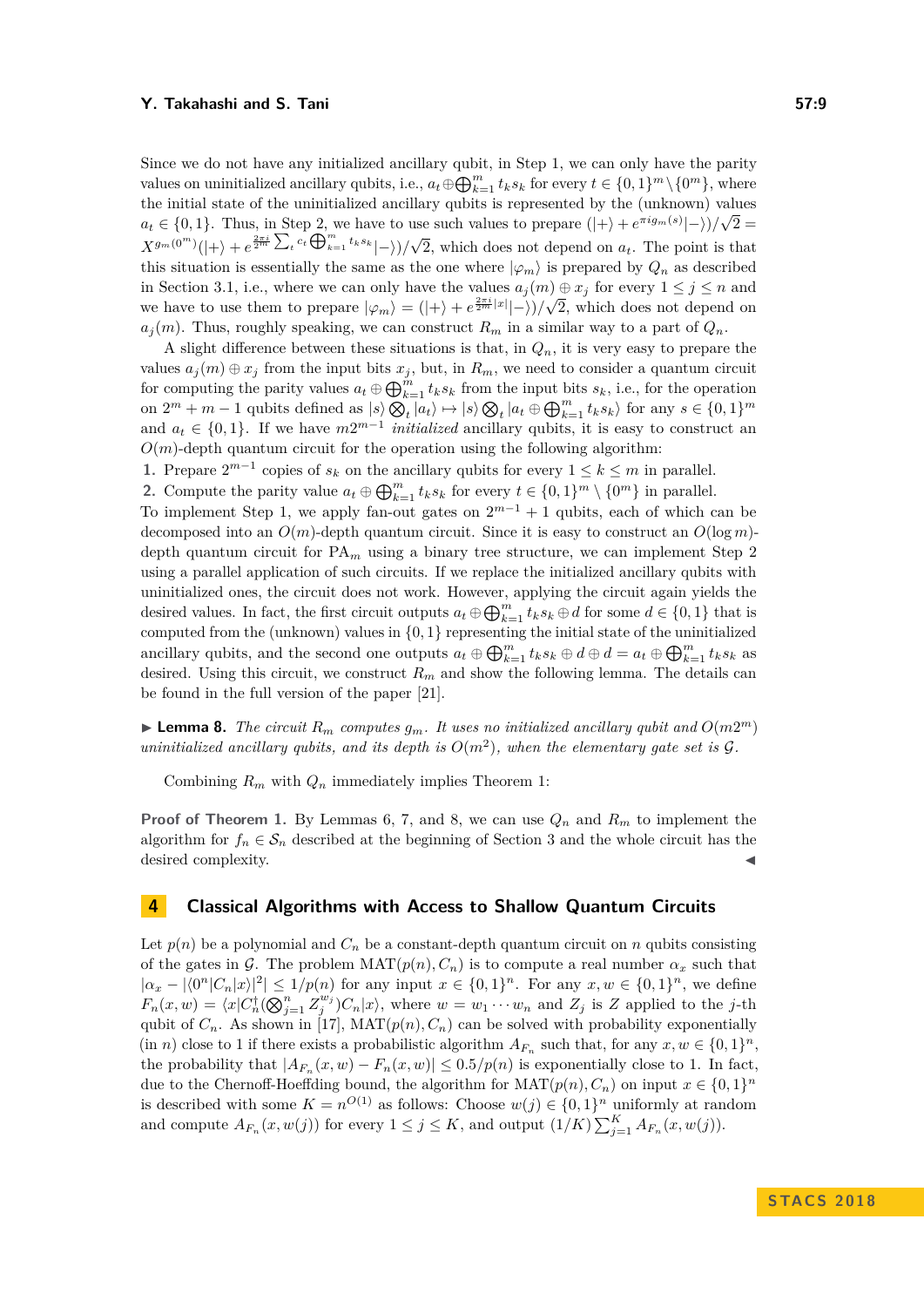Since we do not have any initialized ancillary qubit, in Step 1, we can only have the parity values on uninitialized ancillary qubits, i.e., $a_t \oplus \bigoplus_{k=1}^{m} t_k s_k$ for every $t \in \{0,1\}^m \setminus \{0^m\}$, where the initial state of the uninitialized ancillary qubits is represented by the (unknown) values $a_t \in \{0,1\}$. Thus, in Step 2, we have to use such values to prepare $(|+\rangle + e^{\pi i g_m(s)}|-\rangle)/\sqrt{2} = X^{g_m(0^m)}(|+\rangle + e^{\frac{2\pi i}{2^m}\sum_t c_t \bigoplus_{k=1}^{m} t_k s_k}|-\rangle)/\sqrt{2}$, which does not depend on $a_t$. The point is that this situation is essentially the same as the one where $|\varphi_m\rangle$ is prepared by $Q_n$ as described in Section 3.1, i.e., where we can only have the values $a_j(m) \oplus x_j$ for every $1 \leq j \leq n$ and we have to use them to prepare $|\varphi_m\rangle = (|+\rangle + e^{\frac{2\pi i}{2^m}|x|}|-\rangle)/\sqrt{2}$, which does not depend on $a_j(m)$. Thus, roughly speaking, we can construct $R_m$ in a similar way to a part of $Q_n$.

A slight difference between these situations is that, in $Q_n$, it is very easy to prepare the values $a_j(m) \oplus x_j$ from the input bits $x_j$, but, in $R_m$, we need to consider a quantum circuit for computing the parity values $a_t \oplus \bigoplus_{k=1}^{m} t_k s_k$ from the input bits $s_k$, i.e., for the operation on $2^m + m - 1$ qubits defined as $|s\rangle \bigotimes_t |a_t\rangle \mapsto |s\rangle \bigotimes_t |a_t \oplus \bigoplus_{k=1}^{m} t_k s_k\rangle$ for any $s \in \{0,1\}^m$ and $a_t \in \{0,1\}$. If we have $m2^{m-1}$ *initialized* ancillary qubits, it is easy to construct an $O(m)$-depth quantum circuit for the operation using the following algorithm:

1. Prepare $2^{m-1}$ copies of $s_k$ on the ancillary qubits for every $1 \leq k \leq m$ in parallel.
2. Compute the parity value $a_t \oplus \bigoplus_{k=1}^{m} t_k s_k$ for every $t \in \{0,1\}^m \setminus \{0^m\}$ in parallel.

To implement Step 1, we apply fan-out gates on $2^{m-1} + 1$ qubits, each of which can be decomposed into an $O(m)$-depth quantum circuit. Since it is easy to construct an $O(\log m)$-depth quantum circuit for $\mathrm{PA}_m$ using a binary tree structure, we can implement Step 2 using a parallel application of such circuits. If we replace the initialized ancillary qubits with uninitialized ones, the circuit does not work. However, applying the circuit again yields the desired values. In fact, the first circuit outputs $a_t \oplus \bigoplus_{k=1}^{m} t_k s_k \oplus d$ for some $d \in \{0,1\}$ that is computed from the (unknown) values in $\{0,1\}$ representing the initial state of the uninitialized ancillary qubits, and the second one outputs $a_t \oplus \bigoplus_{k=1}^{m} t_k s_k \oplus d \oplus d = a_t \oplus \bigoplus_{k=1}^{m} t_k s_k$ as desired. Using this circuit, we construct $R_m$ and show the following lemma. The details can be found in the full version of the paper [21].

**Lemma 8.** *The circuit $R_m$ computes $g_m$. It uses no initialized ancillary qubit and $O(m2^m)$ uninitialized ancillary qubits, and its depth is $O(m^2)$, when the elementary gate set is $\mathcal{G}$.*

Combining $R_m$ with $Q_n$ immediately implies Theorem 1:

**Proof of Theorem 1.** By Lemmas 6, 7, and 8, we can use $Q_n$ and $R_m$ to implement the algorithm for $f_n \in \mathcal{S}_n$ described at the beginning of Section 3 and the whole circuit has the desired complexity. ◀

## 4 Classical Algorithms with Access to Shallow Quantum Circuits

Let $p(n)$ be a polynomial and $C_n$ be a constant-depth quantum circuit on $n$ qubits consisting of the gates in $\mathcal{G}$. The problem $\mathrm{MAT}(p(n), C_n)$ is to compute a real number $\alpha_x$ such that $|\alpha_x - |\langle 0^n|C_n|x\rangle|^2| \leq 1/p(n)$ for any input $x \in \{0,1\}^n$. For any $x, w \in \{0,1\}^n$, we define $F_n(x,w) = \langle x|C_n^\dagger(\bigotimes_{j=1}^{n} Z_j^{w_j})C_n|x\rangle$, where $w = w_1 \cdots w_n$ and $Z_j$ is $Z$ applied to the $j$-th qubit of $C_n$. As shown in [17], $\mathrm{MAT}(p(n), C_n)$ can be solved with probability exponentially (in $n$) close to 1 if there exists a probabilistic algorithm $A_{F_n}$ such that, for any $x, w \in \{0,1\}^n$, the probability that $|A_{F_n}(x,w) - F_n(x,w)| \leq 0.5/p(n)$ is exponentially close to 1. In fact, due to the Chernoff-Hoeffding bound, the algorithm for $\mathrm{MAT}(p(n), C_n)$ on input $x \in \{0,1\}^n$ is described with some $K = n^{O(1)}$ as follows: Choose $w(j) \in \{0,1\}^n$ uniformly at random and compute $A_{F_n}(x, w(j))$ for every $1 \leq j \leq K$, and output $(1/K)\sum_{j=1}^{K} A_{F_n}(x, w(j))$.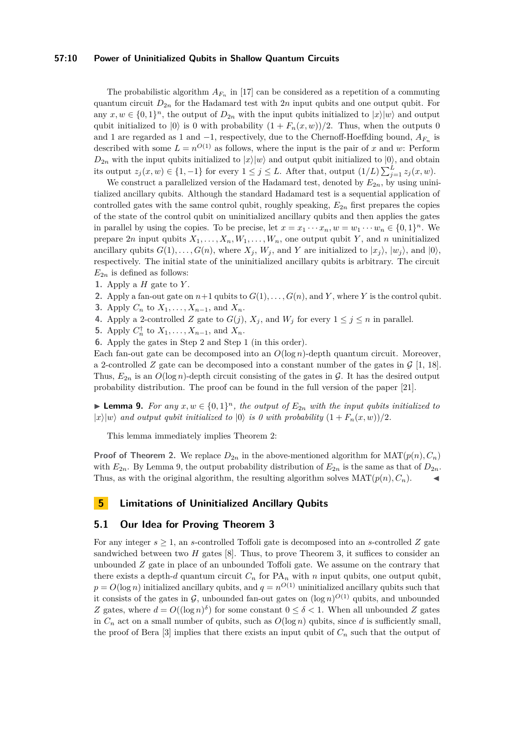The probabilistic algorithm $A_{F_n}$ in [17] can be considered as a repetition of a commuting quantum circuit $D_{2n}$ for the Hadamard test with $2n$ input qubits and one output qubit. For any $x, w \in \{0,1\}^n$, the output of $D_{2n}$ with the input qubits initialized to $|x\rangle|w\rangle$ and output qubit initialized to $|0\rangle$ is 0 with probability $(1 + F_n(x,w))/2$. Thus, when the outputs 0 and 1 are regarded as 1 and $-1$, respectively, due to the Chernoff-Hoeffding bound, $A_{F_n}$ is described with some $L = n^{O(1)}$ as follows, where the input is the pair of $x$ and $w$: Perform $D_{2n}$ with the input qubits initialized to $|x\rangle|w\rangle$ and output qubit initialized to $|0\rangle$, and obtain its output $z_j(x,w) \in \{1,-1\}$ for every $1 \leq j \leq L$. After that, output $(1/L)\sum_{j=1}^{L} z_j(x,w)$.

We construct a parallelized version of the Hadamard test, denoted by $E_{2n}$, by using uninitialized ancillary qubits. Although the standard Hadamard test is a sequential application of controlled gates with the same control qubit, roughly speaking, $E_{2n}$ first prepares the copies of the state of the control qubit on uninitialized ancillary qubits and then applies the gates in parallel by using the copies. To be precise, let $x = x_1 \cdots x_n, w = w_1 \cdots w_n \in \{0,1\}^n$. We prepare $2n$ input qubits $X_1, \ldots, X_n, W_1, \ldots, W_n$, one output qubit $Y$, and $n$ uninitialized ancillary qubits $G(1), \ldots, G(n)$, where $X_j$, $W_j$, and $Y$ are initialized to $|x_j\rangle$, $|w_j\rangle$, and $|0\rangle$, respectively. The initial state of the uninitialized ancillary qubits is arbitrary. The circuit $E_{2n}$ is defined as follows:

1. Apply a $H$ gate to $Y$.
2. Apply a fan-out gate on $n+1$ qubits to $G(1), \ldots, G(n)$, and $Y$, where $Y$ is the control qubit.
3. Apply $C_n$ to $X_1, \ldots, X_{n-1}$, and $X_n$.
4. Apply a 2-controlled $Z$ gate to $G(j)$, $X_j$, and $W_j$ for every $1 \leq j \leq n$ in parallel.
5. Apply $C_n^\dagger$ to $X_1, \ldots, X_{n-1}$, and $X_n$.
6. Apply the gates in Step 2 and Step 1 (in this order).

Each fan-out gate can be decomposed into an $O(\log n)$-depth quantum circuit. Moreover, a 2-controlled $Z$ gate can be decomposed into a constant number of the gates in $\mathcal{G}$ [1, 18]. Thus, $E_{2n}$ is an $O(\log n)$-depth circuit consisting of the gates in $\mathcal{G}$. It has the desired output probability distribution. The proof can be found in the full version of the paper [21].

▶ **Lemma 9.** *For any $x, w \in \{0,1\}^n$, the output of $E_{2n}$ with the input qubits initialized to $|x\rangle|w\rangle$ and output qubit initialized to $|0\rangle$ is 0 with probability $(1 + F_n(x,w))/2$.*

This lemma immediately implies Theorem 2:

**Proof of Theorem 2.** We replace $D_{2n}$ in the above-mentioned algorithm for $\mathrm{MAT}(p(n), C_n)$ with $E_{2n}$. By Lemma 9, the output probability distribution of $E_{2n}$ is the same as that of $D_{2n}$. Thus, as with the original algorithm, the resulting algorithm solves $\mathrm{MAT}(p(n), C_n)$. ◀

## 5 Limitations of Uninitialized Ancillary Qubits

### 5.1 Our Idea for Proving Theorem 3

For any integer $s \geq 1$, an $s$-controlled Toffoli gate is decomposed into an $s$-controlled $Z$ gate sandwiched between two $H$ gates [8]. Thus, to prove Theorem 3, it suffices to consider an unbounded $Z$ gate in place of an unbounded Toffoli gate. We assume on the contrary that there exists a depth-$d$ quantum circuit $C_n$ for $\mathrm{PA}_n$ with $n$ input qubits, one output qubit, $p = O(\log n)$ initialized ancillary qubits, and $q = n^{O(1)}$ uninitialized ancillary qubits such that it consists of the gates in $\mathcal{G}$, unbounded fan-out gates on $(\log n)^{O(1)}$ qubits, and unbounded $Z$ gates, where $d = O((\log n)^\delta)$ for some constant $0 \leq \delta < 1$. When all unbounded $Z$ gates in $C_n$ act on a small number of qubits, such as $O(\log n)$ qubits, since $d$ is sufficiently small, the proof of Bera [3] implies that there exists an input qubit of $C_n$ such that the output of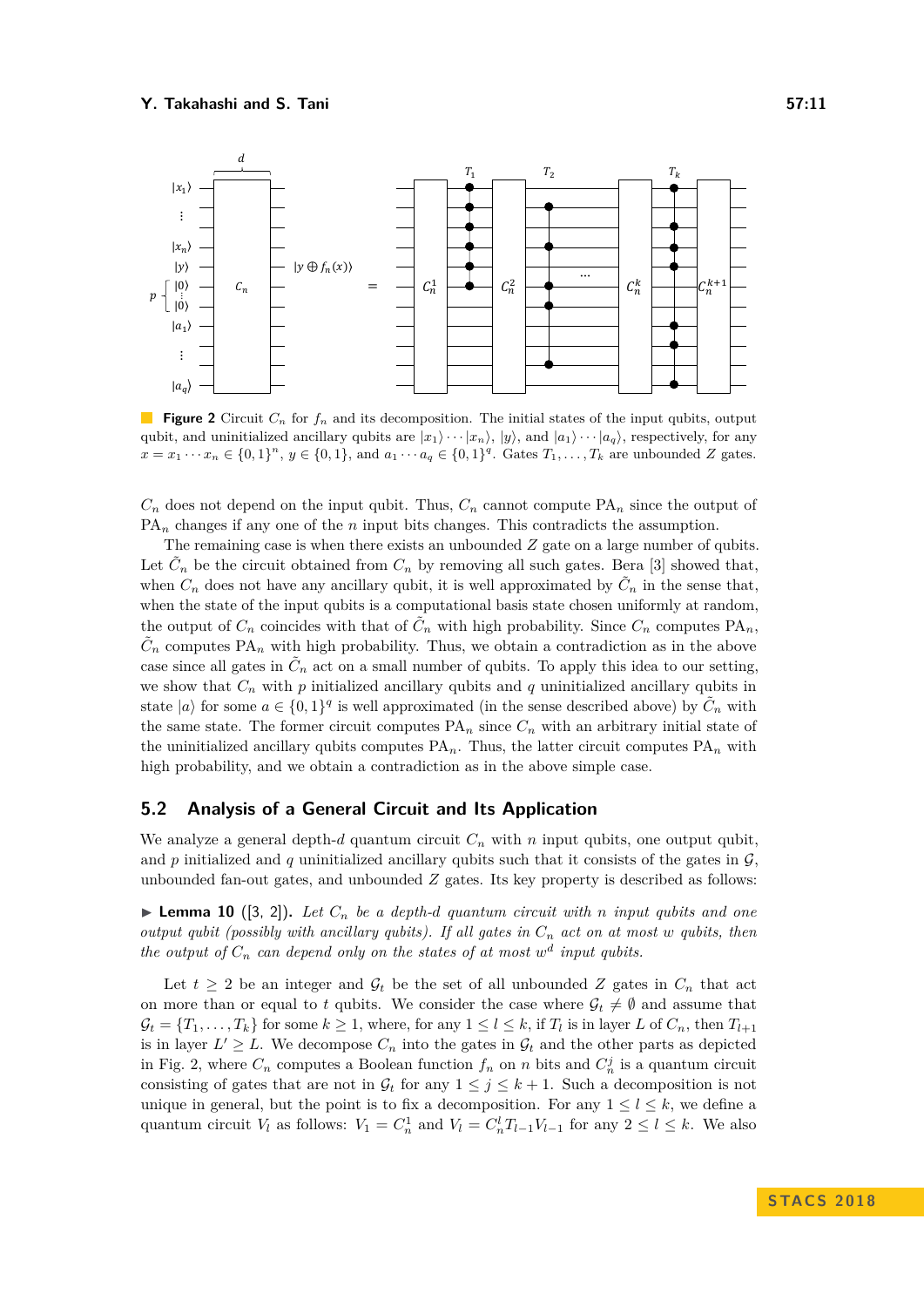**Figure 2** Circuit $C_n$ for $f_n$ and its decomposition. The initial states of the input qubits, output qubit, and uninitialized ancillary qubits are $|x_1\rangle \cdots |x_n\rangle$, $|y\rangle$, and $|a_1\rangle \cdots |a_q\rangle$, respectively, for any $x = x_1 \cdots x_n \in \{0,1\}^n$, $y \in \{0,1\}$, and $a_1 \cdots a_q \in \{0,1\}^q$. Gates $T_1, \ldots, T_k$ are unbounded $Z$ gates.

$C_n$ does not depend on the input qubit. Thus, $C_n$ cannot compute $\mathrm{PA}_n$ since the output of $\mathrm{PA}_n$ changes if any one of the $n$ input bits changes. This contradicts the assumption.

The remaining case is when there exists an unbounded $Z$ gate on a large number of qubits. Let $\tilde{C}_n$ be the circuit obtained from $C_n$ by removing all such gates. Bera [3] showed that, when $C_n$ does not have any ancillary qubit, it is well approximated by $\tilde{C}_n$ in the sense that, when the state of the input qubits is a computational basis state chosen uniformly at random, the output of $C_n$ coincides with that of $\tilde{C}_n$ with high probability. Since $C_n$ computes $\mathrm{PA}_n$, $\tilde{C}_n$ computes $\mathrm{PA}_n$ with high probability. Thus, we obtain a contradiction as in the above case since all gates in $\tilde{C}_n$ act on a small number of qubits. To apply this idea to our setting, we show that $C_n$ with $p$ initialized ancillary qubits and $q$ uninitialized ancillary qubits in state $|a\rangle$ for some $a \in \{0,1\}^q$ is well approximated (in the sense described above) by $\tilde{C}_n$ with the same state. The former circuit computes $\mathrm{PA}_n$ since $C_n$ with an arbitrary initial state of the uninitialized ancillary qubits computes $\mathrm{PA}_n$. Thus, the latter circuit computes $\mathrm{PA}_n$ with high probability, and we obtain a contradiction as in the above simple case.

## 5.2 Analysis of a General Circuit and Its Application

We analyze a general depth-$d$ quantum circuit $C_n$ with $n$ input qubits, one output qubit, and $p$ initialized and $q$ uninitialized ancillary qubits such that it consists of the gates in $\mathcal{G}$, unbounded fan-out gates, and unbounded $Z$ gates. Its key property is described as follows:

▶ **Lemma 10** ([3, 2]). *Let $C_n$ be a depth-$d$ quantum circuit with $n$ input qubits and one output qubit (possibly with ancillary qubits). If all gates in $C_n$ act on at most $w$ qubits, then the output of $C_n$ can depend only on the states of at most $w^d$ input qubits.*

Let $t \geq 2$ be an integer and $\mathcal{G}_t$ be the set of all unbounded $Z$ gates in $C_n$ that act on more than or equal to $t$ qubits. We consider the case where $\mathcal{G}_t \neq \emptyset$ and assume that $\mathcal{G}_t = \{T_1, \ldots, T_k\}$ for some $k \geq 1$, where, for any $1 \leq l \leq k$, if $T_l$ is in layer $L$ of $C_n$, then $T_{l+1}$ is in layer $L' \geq L$. We decompose $C_n$ into the gates in $\mathcal{G}_t$ and the other parts as depicted in Fig. 2, where $C_n$ computes a Boolean function $f_n$ on $n$ bits and $C_n^j$ is a quantum circuit consisting of gates that are not in $\mathcal{G}_t$ for any $1 \leq j \leq k+1$. Such a decomposition is not unique in general, but the point is to fix a decomposition. For any $1 \leq l \leq k$, we define a quantum circuit $V_l$ as follows: $V_1 = C_n^1$ and $V_l = C_n^l T_{l-1} V_{l-1}$ for any $2 \leq l \leq k$. We also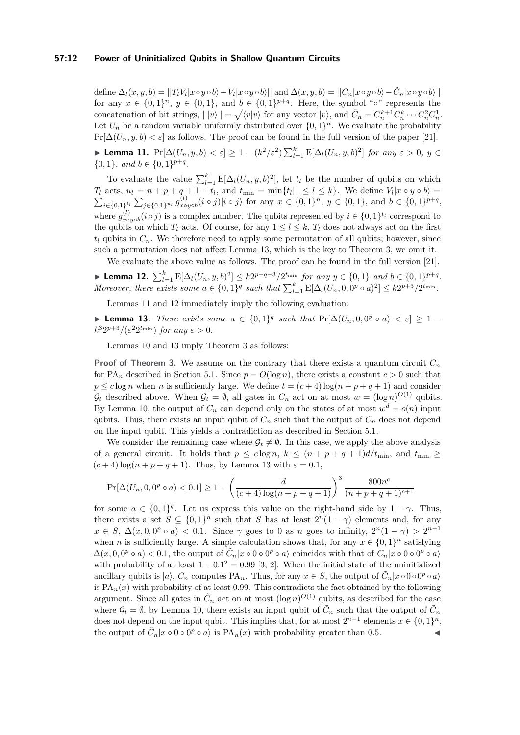define $\Delta_l(x,y,b) = ||T_l V_l|x \circ y \circ b\rangle - V_l|x \circ y \circ b\rangle||$ and $\Delta(x,y,b) = ||C_n|x \circ y \circ b\rangle - \tilde{C}_n|x \circ y \circ b\rangle||$ for any $x \in \{0,1\}^n$, $y \in \{0,1\}$, and $b \in \{0,1\}^{p+q}$. Here, the symbol "$\circ$" represents the concatenation of bit strings, $|||v\rangle|| = \sqrt{\langle v|v\rangle}$ for any vector $|v\rangle$, and $\tilde{C}_n = C_n^{k+1} C_n^k \cdots C_n^2 C_n^1$. Let $U_n$ be a random variable uniformly distributed over $\{0,1\}^n$. We evaluate the probability $\Pr[\Delta(U_n, y, b) < \varepsilon]$ as follows. The proof can be found in the full version of the paper [21].

▶ **Lemma 11.** *$\Pr[\Delta(U_n,y,b) < \varepsilon] \geq 1 - (k^2/\varepsilon^2)\sum_{l=1}^{k} \mathrm{E}[\Delta_l(U_n,y,b)^2]$ for any $\varepsilon > 0$, $y \in \{0,1\}$, and $b \in \{0,1\}^{p+q}$.*

To evaluate the value $\sum_{l=1}^{k} \mathrm{E}[\Delta_l(U_n,y,b)^2]$, let $t_l$ be the number of qubits on which $T_l$ acts, $u_l = n + p + q + 1 - t_l$, and $t_{\min} = \min\{t_l | 1 \leq l \leq k\}$. We define $V_l|x \circ y \circ b\rangle = \sum_{i \in \{0,1\}^{t_l}} \sum_{j \in \{0,1\}^{u_l}} g_{x \circ y \circ b}^{(l)}(i \circ j)|i \circ j\rangle$ for any $x \in \{0,1\}^n$, $y \in \{0,1\}$, and $b \in \{0,1\}^{p+q}$, where $g_{x \circ y \circ b}^{(l)}(i \circ j)$ is a complex number. The qubits represented by $i \in \{0,1\}^{t_l}$ correspond to the qubits on which $T_l$ acts. Of course, for any $1 \leq l \leq k$, $T_l$ does not always act on the first $t_l$ qubits in $C_n$. We therefore need to apply some permutation of all qubits; however, since such a permutation does not affect Lemma 13, which is the key to Theorem 3, we omit it.

We evaluate the above value as follows. The proof can be found in the full version [21].

▶ **Lemma 12.** *$\sum_{l=1}^{k} \mathrm{E}[\Delta_l(U_n,y,b)^2] \leq k 2^{p+q+3}/2^{t_{\min}}$ for any $y \in \{0,1\}$ and $b \in \{0,1\}^{p+q}$. Moreover, there exists some $a \in \{0,1\}^q$ such that $\sum_{l=1}^{k} \mathrm{E}[\Delta_l(U_n,0,0^p \circ a)^2] \leq k 2^{p+3}/2^{t_{\min}}$.*

Lemmas 11 and 12 immediately imply the following evaluation:

▶ **Lemma 13.** *There exists some $a \in \{0,1\}^q$ such that $\Pr[\Delta(U_n,0,0^p \circ a) < \varepsilon] \geq 1 - k^3 2^{p+3}/(\varepsilon^2 2^{t_{\min}})$ for any $\varepsilon > 0$.*

Lemmas 10 and 13 imply Theorem 3 as follows:

**Proof of Theorem 3.** We assume on the contrary that there exists a quantum circuit $C_n$ for $\mathrm{PA}_n$ described in Section 5.1. Since $p = O(\log n)$, there exists a constant $c > 0$ such that $p \leq c \log n$ when $n$ is sufficiently large. We define $t = (c+4)\log(n+p+q+1)$ and consider $\mathcal{G}_t$ described above. When $\mathcal{G}_t = \emptyset$, all gates in $C_n$ act on at most $w = (\log n)^{O(1)}$ qubits. By Lemma 10, the output of $C_n$ can depend only on the states of at most $w^d = o(n)$ input qubits. Thus, there exists an input qubit of $C_n$ such that the output of $C_n$ does not depend on the input qubit. This yields a contradiction as described in Section 5.1.

We consider the remaining case where $\mathcal{G}_t \neq \emptyset$. In this case, we apply the above analysis of a general circuit. It holds that $p \leq c \log n$, $k \leq (n+p+q+1)d/t_{\min}$, and $t_{\min} \geq (c+4)\log(n+p+q+1)$. Thus, by Lemma 13 with $\varepsilon = 0.1$,

$$\Pr[\Delta(U_n,0,0^p \circ a) < 0.1] \geq 1 - \left(\frac{d}{(c+4)\log(n+p+q+1)}\right)^3 \frac{800n^c}{(n+p+q+1)^{c+1}}$$

for some $a \in \{0,1\}^q$. Let us express this value on the right-hand side by $1 - \gamma$. Thus, there exists a set $S \subseteq \{0,1\}^n$ such that $S$ has at least $2^n(1-\gamma)$ elements and, for any $x \in S$, $\Delta(x,0,0^p \circ a) < 0.1$. Since $\gamma$ goes to 0 as $n$ goes to infinity, $2^n(1-\gamma) > 2^{n-1}$ when $n$ is sufficiently large. A simple calculation shows that, for any $x \in \{0,1\}^n$ satisfying $\Delta(x,0,0^p \circ a) < 0.1$, the output of $\tilde{C}_n|x \circ 0 \circ 0^p \circ a\rangle$ coincides with that of $C_n|x \circ 0 \circ 0^p \circ a\rangle$ with probability of at least $1 - 0.1^2 = 0.99$ [3, 2]. When the initial state of the uninitialized ancillary qubits is $|a\rangle$, $C_n$ computes $\mathrm{PA}_n$. Thus, for any $x \in S$, the output of $\tilde{C}_n|x \circ 0 \circ 0^p \circ a\rangle$ is $\mathrm{PA}_n(x)$ with probability of at least 0.99. This contradicts the fact obtained by the following argument. Since all gates in $\tilde{C}_n$ act on at most $(\log n)^{O(1)}$ qubits, as described for the case where $\mathcal{G}_t = \emptyset$, by Lemma 10, there exists an input qubit of $\tilde{C}_n$ such that the output of $\tilde{C}_n$ does not depend on the input qubit. This implies that, for at most $2^{n-1}$ elements $x \in \{0,1\}^n$, the output of $\tilde{C}_n|x \circ 0 \circ 0^p \circ a\rangle$ is $\mathrm{PA}_n(x)$ with probability greater than 0.5. ◀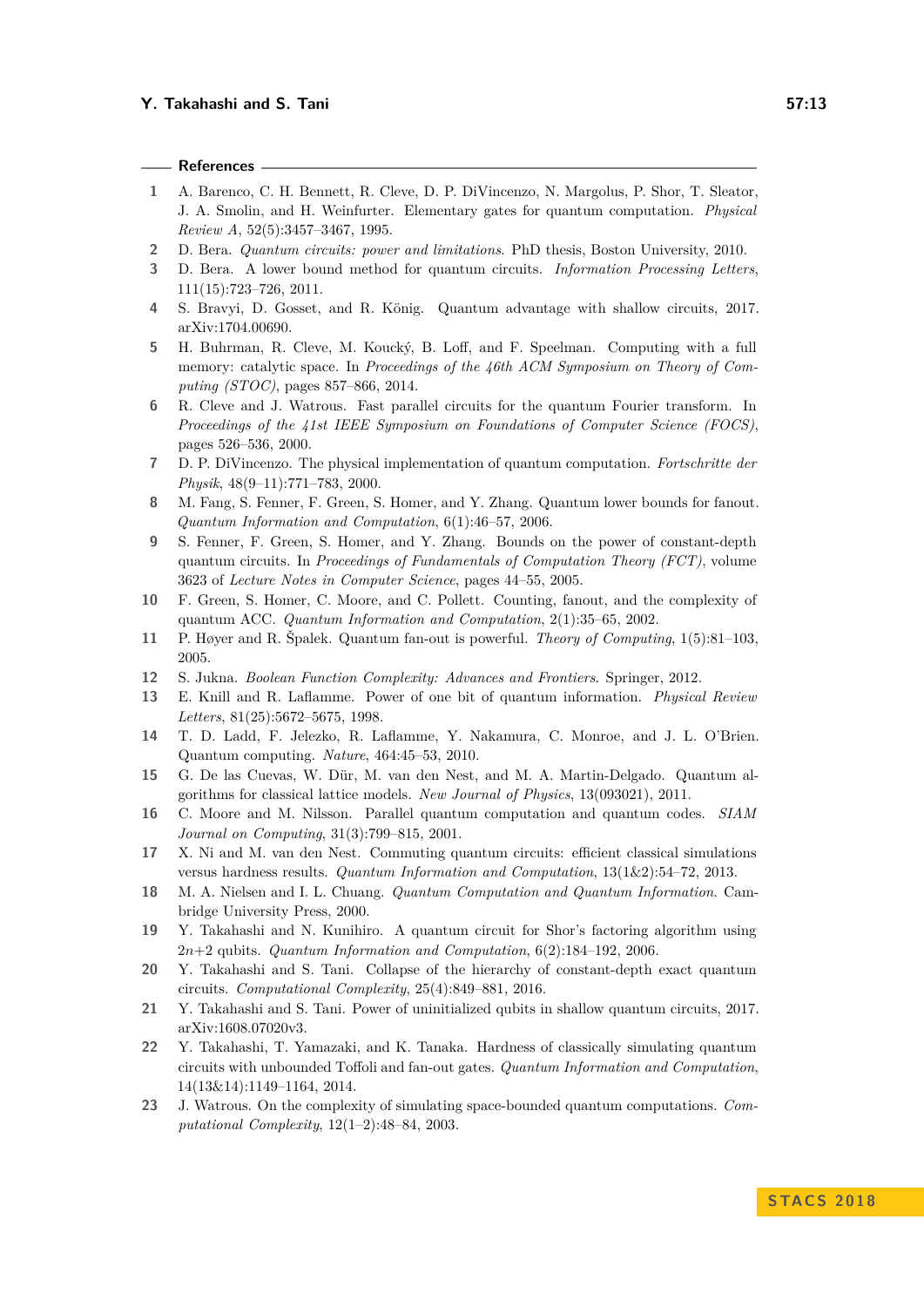## References

1. A. Barenco, C. H. Bennett, R. Cleve, D. P. DiVincenzo, N. Margolus, P. Shor, T. Sleator, J. A. Smolin, and H. Weinfurter. Elementary gates for quantum computation. *Physical Review A*, 52(5):3457–3467, 1995.
2. D. Bera. *Quantum circuits: power and limitations*. PhD thesis, Boston University, 2010.
3. D. Bera. A lower bound method for quantum circuits. *Information Processing Letters*, 111(15):723–726, 2011.
4. S. Bravyi, D. Gosset, and R. König. Quantum advantage with shallow circuits, 2017. arXiv:1704.00690.
5. H. Buhrman, R. Cleve, M. Koucký, B. Loff, and F. Speelman. Computing with a full memory: catalytic space. In *Proceedings of the 46th ACM Symposium on Theory of Computing (STOC)*, pages 857–866, 2014.
6. R. Cleve and J. Watrous. Fast parallel circuits for the quantum Fourier transform. In *Proceedings of the 41st IEEE Symposium on Foundations of Computer Science (FOCS)*, pages 526–536, 2000.
7. D. P. DiVincenzo. The physical implementation of quantum computation. *Fortschritte der Physik*, 48(9–11):771–783, 2000.
8. M. Fang, S. Fenner, F. Green, S. Homer, and Y. Zhang. Quantum lower bounds for fanout. *Quantum Information and Computation*, 6(1):46–57, 2006.
9. S. Fenner, F. Green, S. Homer, and Y. Zhang. Bounds on the power of constant-depth quantum circuits. In *Proceedings of Fundamentals of Computation Theory (FCT)*, volume 3623 of *Lecture Notes in Computer Science*, pages 44–55, 2005.
10. F. Green, S. Homer, C. Moore, and C. Pollett. Counting, fanout, and the complexity of quantum ACC. *Quantum Information and Computation*, 2(1):35–65, 2002.
11. P. Høyer and R. Špalek. Quantum fan-out is powerful. *Theory of Computing*, 1(5):81–103, 2005.
12. S. Jukna. *Boolean Function Complexity: Advances and Frontiers*. Springer, 2012.
13. E. Knill and R. Laflamme. Power of one bit of quantum information. *Physical Review Letters*, 81(25):5672–5675, 1998.
14. T. D. Ladd, F. Jelezko, R. Laflamme, Y. Nakamura, C. Monroe, and J. L. O'Brien. Quantum computing. *Nature*, 464:45–53, 2010.
15. G. De las Cuevas, W. Dür, M. van den Nest, and M. A. Martin-Delgado. Quantum algorithms for classical lattice models. *New Journal of Physics*, 13(093021), 2011.
16. C. Moore and M. Nilsson. Parallel quantum computation and quantum codes. *SIAM Journal on Computing*, 31(3):799–815, 2001.
17. X. Ni and M. van den Nest. Commuting quantum circuits: efficient classical simulations versus hardness results. *Quantum Information and Computation*, 13(1&2):54–72, 2013.
18. M. A. Nielsen and I. L. Chuang. *Quantum Computation and Quantum Information*. Cambridge University Press, 2000.
19. Y. Takahashi and N. Kunihiro. A quantum circuit for Shor's factoring algorithm using $2n+2$ qubits. *Quantum Information and Computation*, 6(2):184–192, 2006.
20. Y. Takahashi and S. Tani. Collapse of the hierarchy of constant-depth exact quantum circuits. *Computational Complexity*, 25(4):849–881, 2016.
21. Y. Takahashi and S. Tani. Power of uninitialized qubits in shallow quantum circuits, 2017. arXiv:1608.07020v3.
22. Y. Takahashi, T. Yamazaki, and K. Tanaka. Hardness of classically simulating quantum circuits with unbounded Toffoli and fan-out gates. *Quantum Information and Computation*, 14(13&14):1149–1164, 2014.
23. J. Watrous. On the complexity of simulating space-bounded quantum computations. *Computational Complexity*, 12(1–2):48–84, 2003.